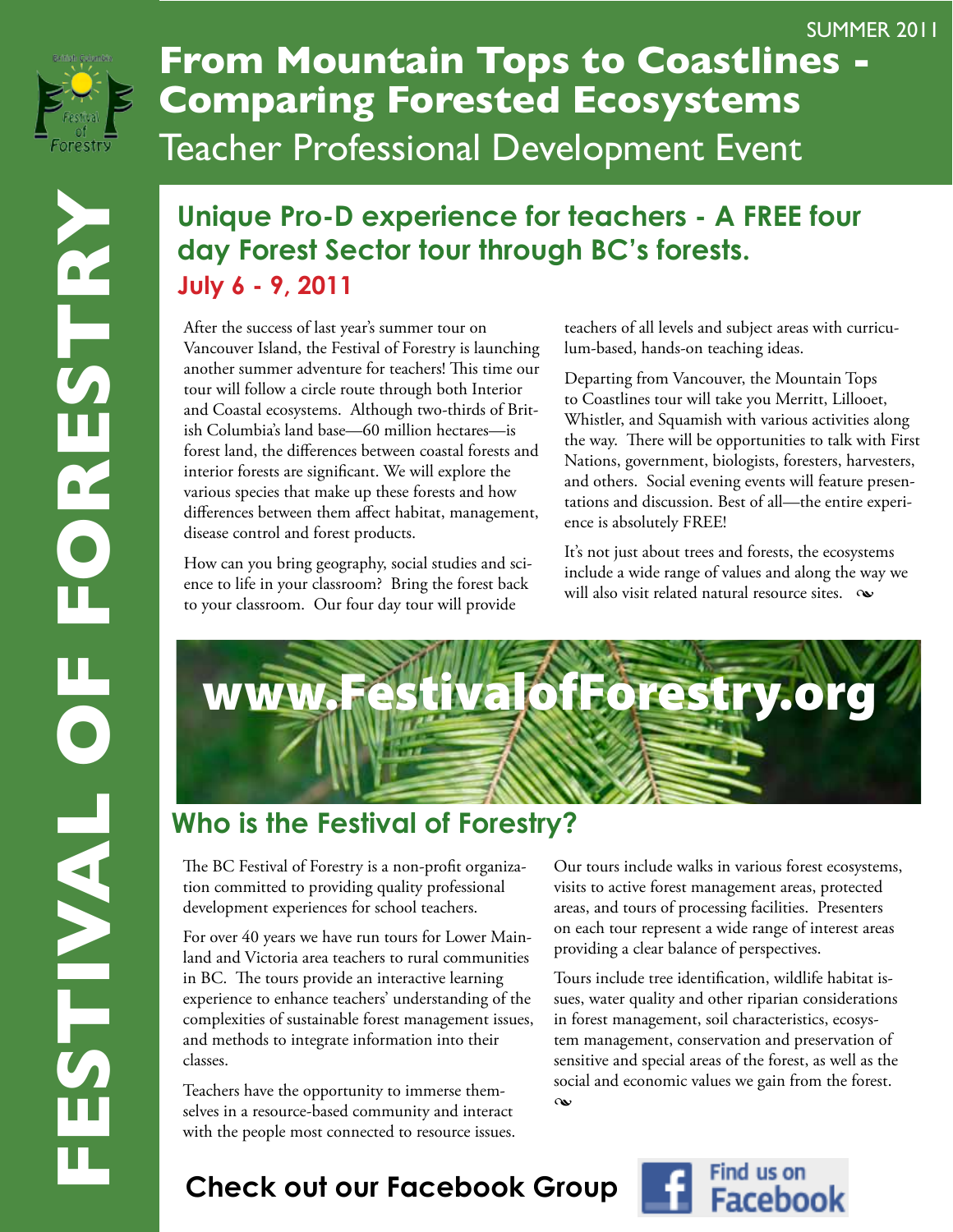SUMMER 2011

# From Mountain Tops to Coastlines - Comparing Forested Ecosystems

Teacher Professional Development Event

FESTIVAL OF FORESTRY

## Unique Pro-D experience for teachers - A FREE four day Forest Sector tour through BC's forests.

**July 6 - 9, 2011**

After the success of last year's summer tour on Vancouver Island, the Festival of Forestry is launching another summer adventure for teachers! This time our tour will follow a circle route through both Interior and Coastal ecosystems. Although two-thirds of British Columbia's land base—60 million hectares—is forest land, the differences between coastal forests and interior forests are significant. We will explore the various species that make up these forests and how differences between them affect habitat, management, disease control and forest products.

How can you bring geography, social studies and science to life in your classroom? Bring the forest back to your classroom. Our four day tour will provide teachers of all levels and subject areas with curriculum-based, hands-on teaching ideas.

Departing from Vancouver, the Mountain Tops to Coastlines tour will take you Merritt, Lillooet, Whistler, and Squamish with various activities along the way. There will be opportunities to talk with First Nations, government, biologists, foresters, harvesters, and others. Social evening events will feature presentations and discussion. Best of all—the entire experience is absolutely FREE!

It's not just about trees and forests, the ecosystems include a wide range of values and along the way we will also visit related natural resource sites.

**www.FestivalofForestry.org**

## Who is the Festival of Forestry?

The BC Festival of Forestry is a non-profit organization committed to providing quality professional development experiences for school teachers.

For over 40 years we have run tours for Lower Mainland and Victoria area teachers to rural communities in BC. The tours provide an interactive learning experience to enhance teachers' understanding of the complexities of sustainable forest management issues, and methods to integrate information into their classes.

Teachers have the opportunity to immerse themselves in a resource-based community and interact with the people most connected to resource issues.

Our tours include walks in various forest ecosystems, visits to active forest management areas, protected areas, and tours of processing facilities. Presenters on each tour represent a wide range of interest areas providing a clear balance of perspectives.

Tours include tree identification, wildlife habitat issues, water quality and other riparian considerations in forest management, soil characteristics, ecosystem management, conservation and preservation of sensitive and special areas of the forest, as well as the social and economic values we gain from the forest.

**Check out our Facebook Group**

Find us on Facebook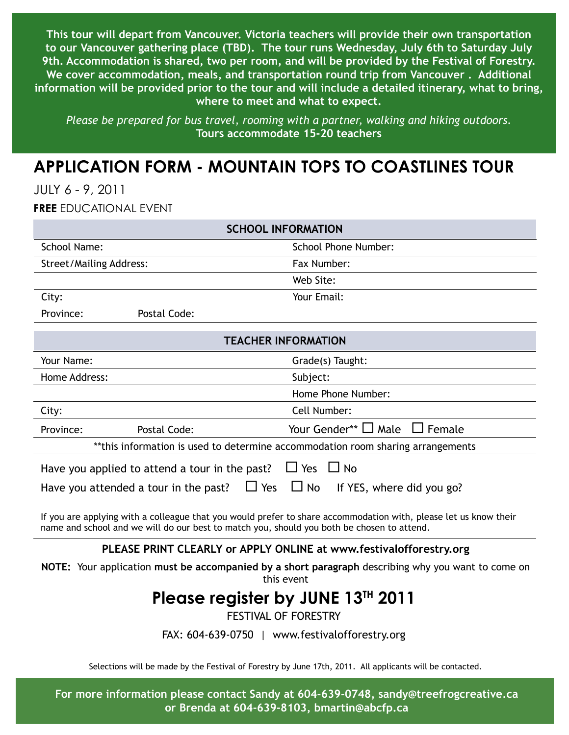**This tour will depart from Vancouver. Victoria teachers will provide their own transportation to our Vancouver gathering place (TBD). The tour runs Wednesday, July 6th to Saturday July 9th. Accommodation is shared, two per room, and will be provided by the Festival of Forestry. We cover accommodation, meals, and transportation round trip from Vancouver . Additional information will be provided prior to the tour and will include a detailed itinerary, what to bring, where to meet and what to expect.**

*Please be prepared for bus travel, rooming with a partner, walking and hiking outdoors.*
**Tours accommodate 15-20 teachers**

# APPLICATION FORM - MOUNTAIN TOPS TO COASTLINES TOUR

JULY 6 – 9, 2011

**FREE** EDUCATIONAL EVENT

| SCHOOL INFORMATION | | |
|---|---|---|
| School Name: | | School Phone Number: |
| Street/Mailing Address: | | Fax Number: |
| | | Web Site: |
| City: | | Your Email: |
| Province: | Postal Code: | |

| TEACHER INFORMATION | | |
|---|---|---|
| Your Name: | | Grade(s) Taught: |
| Home Address: | | Subject: |
| | | Home Phone Number: |
| City: | | Cell Number: |
| Province: | Postal Code: | Your Gender** ☐ Male ☐ Female |

**this information is used to determine accommodation room sharing arrangements

Have you applied to attend a tour in the past? ☐ Yes ☐ No

Have you attended a tour in the past? ☐ Yes ☐ No If YES, where did you go?

If you are applying with a colleague that you would prefer to share accommodation with, please let us know their name and school and we will do our best to match you, should you both be chosen to attend.

**PLEASE PRINT CLEARLY or APPLY ONLINE at www.festivalofforestry.org**

**NOTE:** Your application **must be accompanied by a short paragraph** describing why you want to come on this event

## Please register by JUNE 13TH 2011

FESTIVAL OF FORESTRY

FAX: 604-639-0750 | www.festivalofforestry.org

Selections will be made by the Festival of Forestry by June 17th, 2011. All applicants will be contacted.

**For more information please contact Sandy at 604-639-0748, sandy@treefrogcreative.ca or Brenda at 604-639-8103, bmartin@abcfp.ca**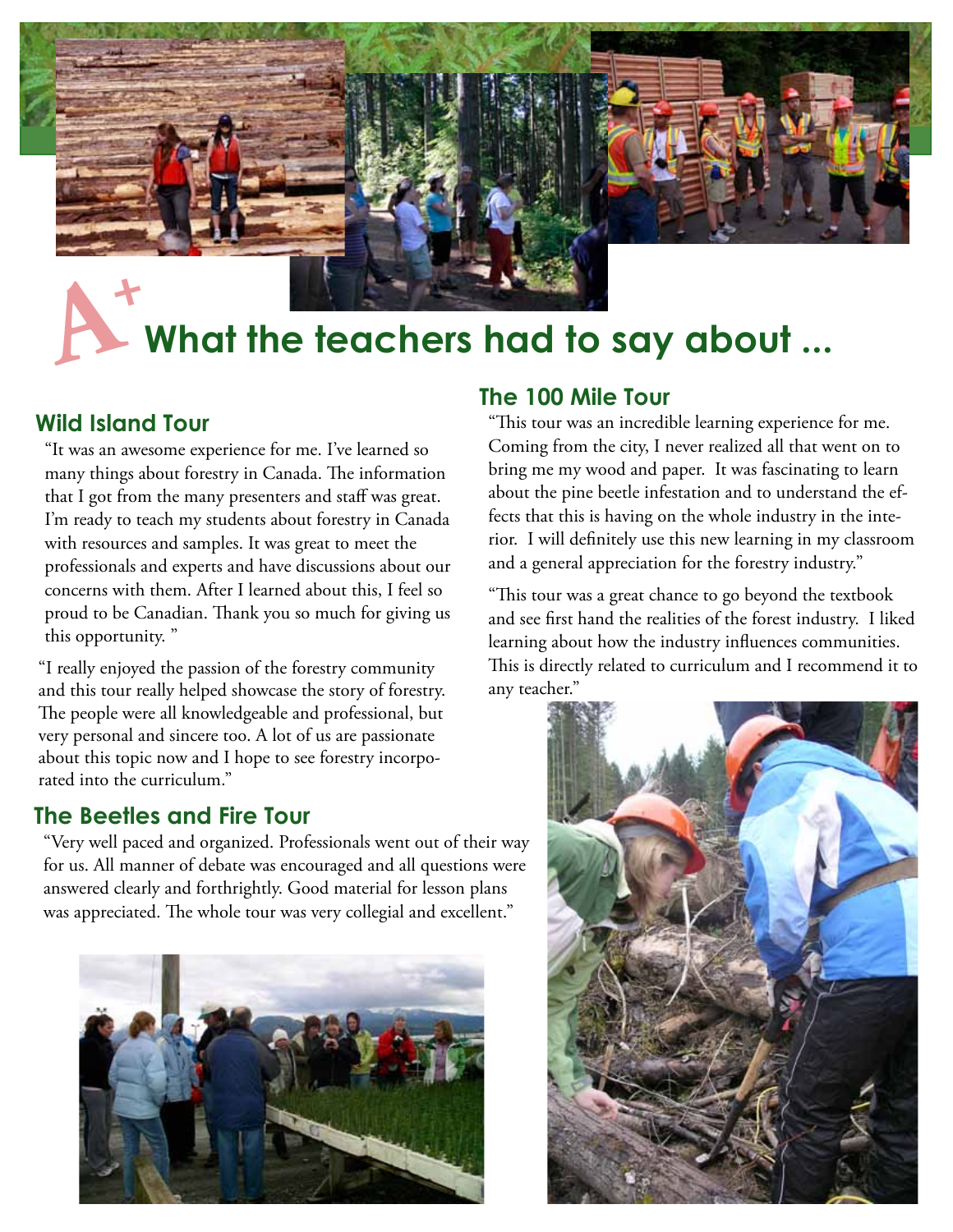# What the teachers had to say about ...

## Wild Island Tour

"It was an awesome experience for me. I've learned so many things about forestry in Canada. The information that I got from the many presenters and staff was great. I'm ready to teach my students about forestry in Canada with resources and samples. It was great to meet the professionals and experts and have discussions about our concerns with them. After I learned about this, I feel so proud to be Canadian. Thank you so much for giving us this opportunity. "

"I really enjoyed the passion of the forestry community and this tour really helped showcase the story of forestry. The people were all knowledgeable and professional, but very personal and sincere too. A lot of us are passionate about this topic now and I hope to see forestry incorporated into the curriculum."

## The Beetles and Fire Tour

"Very well paced and organized. Professionals went out of their way for us. All manner of debate was encouraged and all questions were answered clearly and forthrightly. Good material for lesson plans was appreciated. The whole tour was very collegial and excellent."

## The 100 Mile Tour

"This tour was an incredible learning experience for me. Coming from the city, I never realized all that went on to bring me my wood and paper. It was fascinating to learn about the pine beetle infestation and to understand the effects that this is having on the whole industry in the interior. I will definitely use this new learning in my classroom and a general appreciation for the forestry industry."

"This tour was a great chance to go beyond the textbook and see first hand the realities of the forest industry. I liked learning about how the industry influences communities. This is directly related to curriculum and I recommend it to any teacher."